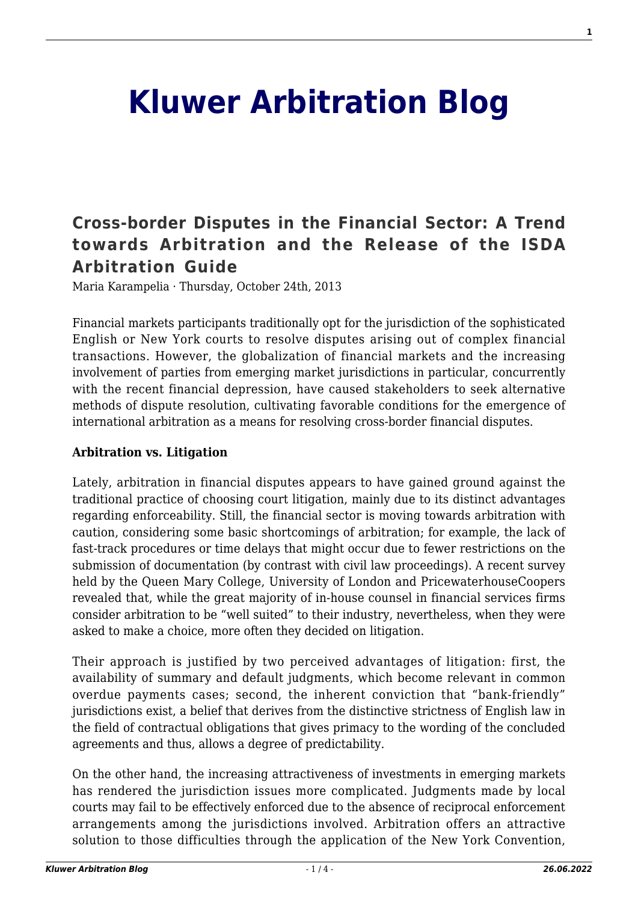# Kluwer Arbitration Blog

## Cross-border Disputes in the Financial Sector: A Trend towards Arbitration and the Release of the ISDA Arbitration Guide

Maria Karampelia · Thursday, October 24th, 2013

Financial markets participants traditionally opt for the jurisdiction of the sophisticated English or New York courts to resolve disputes arising out of complex financial transactions. However, the globalization of financial markets and the increasing involvement of parties from emerging market jurisdictions in particular, concurrently with the recent financial depression, have caused stakeholders to seek alternative methods of dispute resolution, cultivating favorable conditions for the emergence of international arbitration as a means for resolving cross-border financial disputes.

**Arbitration vs. Litigation**

Lately, arbitration in financial disputes appears to have gained ground against the traditional practice of choosing court litigation, mainly due to its distinct advantages regarding enforceability. Still, the financial sector is moving towards arbitration with caution, considering some basic shortcomings of arbitration; for example, the lack of fast-track procedures or time delays that might occur due to fewer restrictions on the submission of documentation (by contrast with civil law proceedings). A recent survey held by the Queen Mary College, University of London and PricewaterhouseCoopers revealed that, while the great majority of in-house counsel in financial services firms consider arbitration to be "well suited" to their industry, nevertheless, when they were asked to make a choice, more often they decided on litigation.

Their approach is justified by two perceived advantages of litigation: first, the availability of summary and default judgments, which become relevant in common overdue payments cases; second, the inherent conviction that "bank-friendly" jurisdictions exist, a belief that derives from the distinctive strictness of English law in the field of contractual obligations that gives primacy to the wording of the concluded agreements and thus, allows a degree of predictability.

On the other hand, the increasing attractiveness of investments in emerging markets has rendered the jurisdiction issues more complicated. Judgments made by local courts may fail to be effectively enforced due to the absence of reciprocal enforcement arrangements among the jurisdictions involved. Arbitration offers an attractive solution to those difficulties through the application of the New York Convention,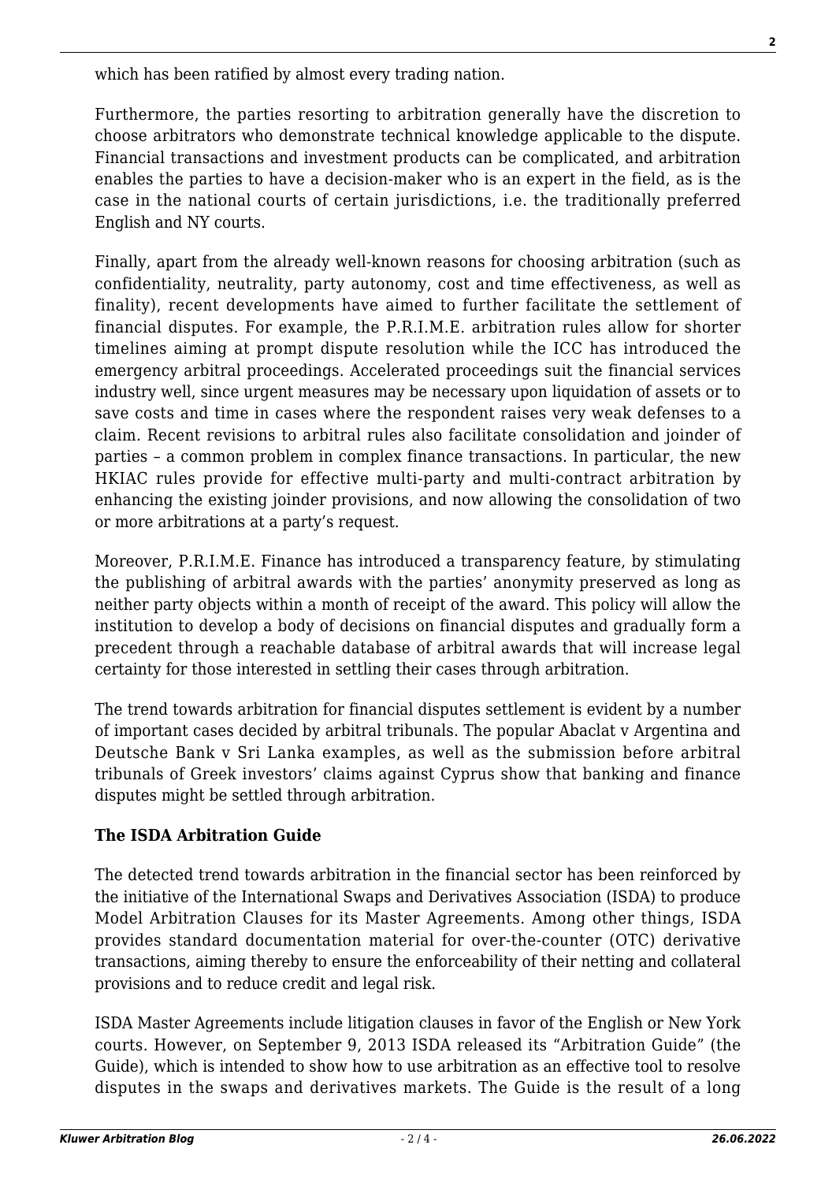which has been ratified by almost every trading nation.

Furthermore, the parties resorting to arbitration generally have the discretion to choose arbitrators who demonstrate technical knowledge applicable to the dispute. Financial transactions and investment products can be complicated, and arbitration enables the parties to have a decision-maker who is an expert in the field, as is the case in the national courts of certain jurisdictions, i.e. the traditionally preferred English and NY courts.

Finally, apart from the already well-known reasons for choosing arbitration (such as confidentiality, neutrality, party autonomy, cost and time effectiveness, as well as finality), recent developments have aimed to further facilitate the settlement of financial disputes. For example, the P.R.I.M.E. arbitration rules allow for shorter timelines aiming at prompt dispute resolution while the ICC has introduced the emergency arbitral proceedings. Accelerated proceedings suit the financial services industry well, since urgent measures may be necessary upon liquidation of assets or to save costs and time in cases where the respondent raises very weak defenses to a claim. Recent revisions to arbitral rules also facilitate consolidation and joinder of parties – a common problem in complex finance transactions. In particular, the new HKIAC rules provide for effective multi-party and multi-contract arbitration by enhancing the existing joinder provisions, and now allowing the consolidation of two or more arbitrations at a party's request.

Moreover, P.R.I.M.E. Finance has introduced a transparency feature, by stimulating the publishing of arbitral awards with the parties' anonymity preserved as long as neither party objects within a month of receipt of the award. This policy will allow the institution to develop a body of decisions on financial disputes and gradually form a precedent through a reachable database of arbitral awards that will increase legal certainty for those interested in settling their cases through arbitration.

The trend towards arbitration for financial disputes settlement is evident by a number of important cases decided by arbitral tribunals. The popular Abaclat v Argentina and Deutsche Bank v Sri Lanka examples, as well as the submission before arbitral tribunals of Greek investors' claims against Cyprus show that banking and finance disputes might be settled through arbitration.

**The ISDA Arbitration Guide**

The detected trend towards arbitration in the financial sector has been reinforced by the initiative of the International Swaps and Derivatives Association (ISDA) to produce Model Arbitration Clauses for its Master Agreements. Among other things, ISDA provides standard documentation material for over-the-counter (OTC) derivative transactions, aiming thereby to ensure the enforceability of their netting and collateral provisions and to reduce credit and legal risk.

ISDA Master Agreements include litigation clauses in favor of the English or New York courts. However, on September 9, 2013 ISDA released its "Arbitration Guide" (the Guide), which is intended to show how to use arbitration as an effective tool to resolve disputes in the swaps and derivatives markets. The Guide is the result of a long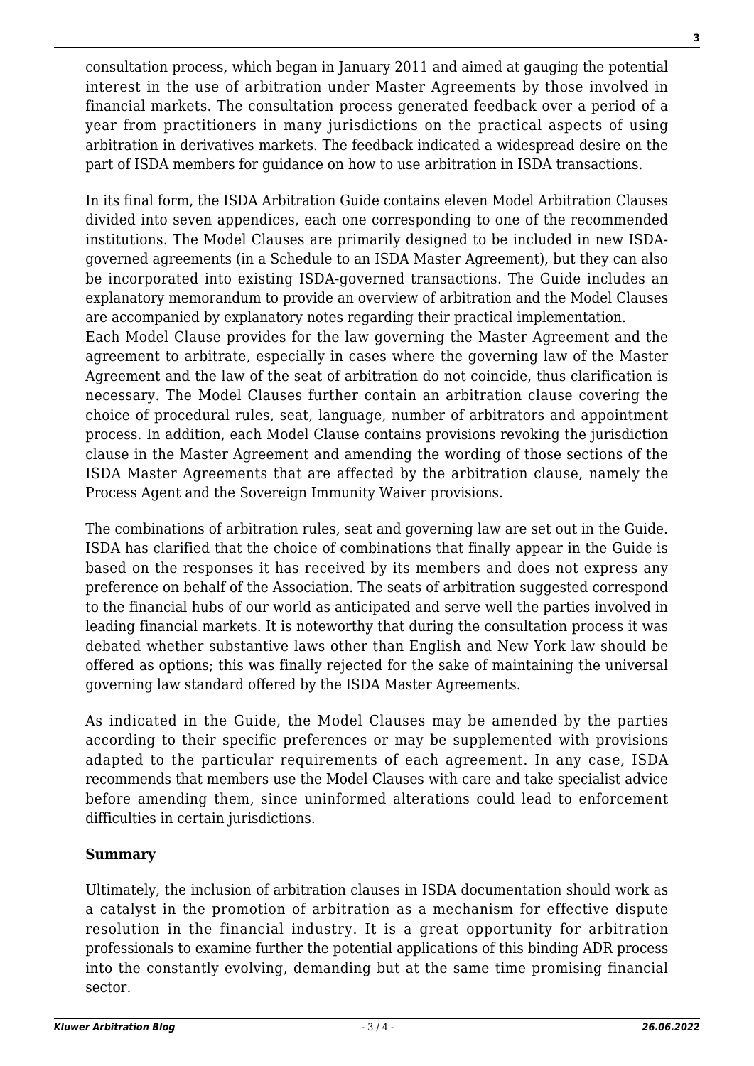consultation process, which began in January 2011 and aimed at gauging the potential interest in the use of arbitration under Master Agreements by those involved in financial markets. The consultation process generated feedback over a period of a year from practitioners in many jurisdictions on the practical aspects of using arbitration in derivatives markets. The feedback indicated a widespread desire on the part of ISDA members for guidance on how to use arbitration in ISDA transactions.

In its final form, the ISDA Arbitration Guide contains eleven Model Arbitration Clauses divided into seven appendices, each one corresponding to one of the recommended institutions. The Model Clauses are primarily designed to be included in new ISDA-governed agreements (in a Schedule to an ISDA Master Agreement), but they can also be incorporated into existing ISDA-governed transactions. The Guide includes an explanatory memorandum to provide an overview of arbitration and the Model Clauses are accompanied by explanatory notes regarding their practical implementation.

Each Model Clause provides for the law governing the Master Agreement and the agreement to arbitrate, especially in cases where the governing law of the Master Agreement and the law of the seat of arbitration do not coincide, thus clarification is necessary. The Model Clauses further contain an arbitration clause covering the choice of procedural rules, seat, language, number of arbitrators and appointment process. In addition, each Model Clause contains provisions revoking the jurisdiction clause in the Master Agreement and amending the wording of those sections of the ISDA Master Agreements that are affected by the arbitration clause, namely the Process Agent and the Sovereign Immunity Waiver provisions.

The combinations of arbitration rules, seat and governing law are set out in the Guide. ISDA has clarified that the choice of combinations that finally appear in the Guide is based on the responses it has received by its members and does not express any preference on behalf of the Association. The seats of arbitration suggested correspond to the financial hubs of our world as anticipated and serve well the parties involved in leading financial markets. It is noteworthy that during the consultation process it was debated whether substantive laws other than English and New York law should be offered as options; this was finally rejected for the sake of maintaining the universal governing law standard offered by the ISDA Master Agreements.

As indicated in the Guide, the Model Clauses may be amended by the parties according to their specific preferences or may be supplemented with provisions adapted to the particular requirements of each agreement. In any case, ISDA recommends that members use the Model Clauses with care and take specialist advice before amending them, since uninformed alterations could lead to enforcement difficulties in certain jurisdictions.

**Summary**

Ultimately, the inclusion of arbitration clauses in ISDA documentation should work as a catalyst in the promotion of arbitration as a mechanism for effective dispute resolution in the financial industry. It is a great opportunity for arbitration professionals to examine further the potential applications of this binding ADR process into the constantly evolving, demanding but at the same time promising financial sector.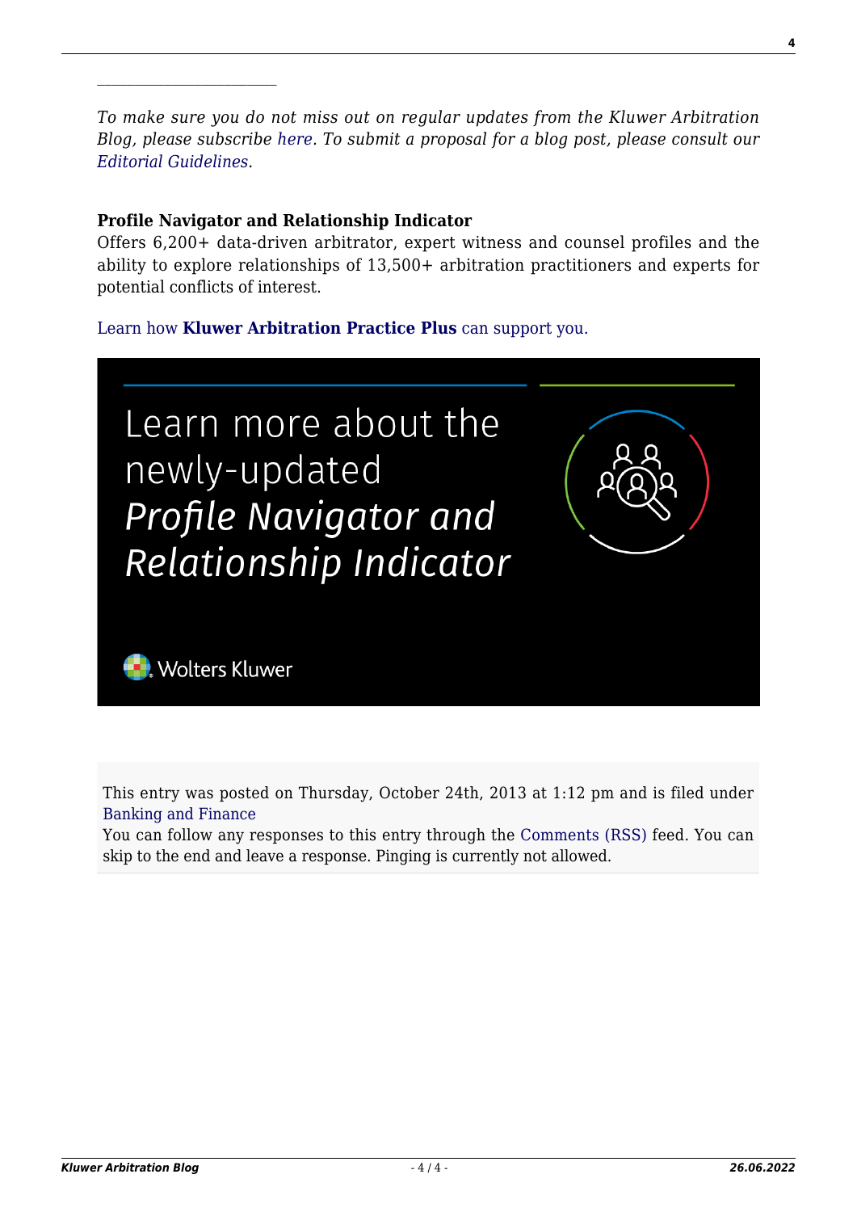---

*To make sure you do not miss out on regular updates from the Kluwer Arbitration Blog, please subscribe here. To submit a proposal for a blog post, please consult our Editorial Guidelines.*

**Profile Navigator and Relationship Indicator**
Offers 6,200+ data-driven arbitrator, expert witness and counsel profiles and the ability to explore relationships of 13,500+ arbitration practitioners and experts for potential conflicts of interest.

Learn how **Kluwer Arbitration Practice Plus** can support you.

Learn more about the newly-updated *Profile Navigator and Relationship Indicator*

Wolters Kluwer

This entry was posted on Thursday, October 24th, 2013 at 1:12 pm and is filed under Banking and Finance
You can follow any responses to this entry through the Comments (RSS) feed. You can skip to the end and leave a response. Pinging is currently not allowed.